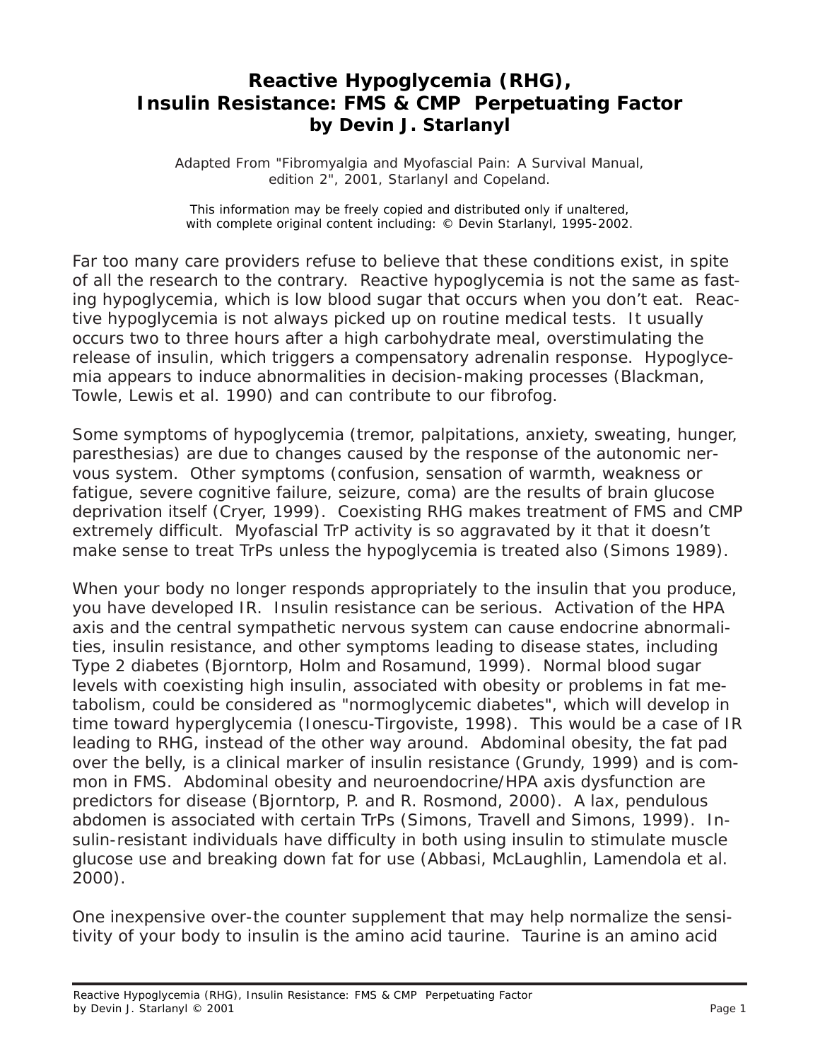# Reactive Hypoglycemia (RHG), Insulin Resistance: FMS & CMP Perpetuating Factor
### by Devin J. Starlanyl

Adapted From "Fibromyalgia and Myofascial Pain: A Survival Manual, edition 2", 2001, Starlanyl and Copeland.

This information may be freely copied and distributed only if unaltered, with complete original content including: © Devin Starlanyl, 1995-2002.

Far too many care providers refuse to believe that these conditions exist, in spite of all the research to the contrary. Reactive hypoglycemia is not the same as fasting hypoglycemia, which is low blood sugar that occurs when you don't eat. Reactive hypoglycemia is not always picked up on routine medical tests. It usually occurs two to three hours after a high carbohydrate meal, overstimulating the release of insulin, which triggers a compensatory adrenalin response. Hypoglycemia appears to induce abnormalities in decision-making processes (Blackman, Towle, Lewis et al. 1990) and can contribute to our fibrofog.

Some symptoms of hypoglycemia (tremor, palpitations, anxiety, sweating, hunger, paresthesias) are due to changes caused by the response of the autonomic nervous system. Other symptoms (confusion, sensation of warmth, weakness or fatigue, severe cognitive failure, seizure, coma) are the results of brain glucose deprivation itself (Cryer, 1999). Coexisting RHG makes treatment of FMS and CMP extremely difficult. Myofascial TrP activity is so aggravated by it that it doesn't make sense to treat TrPs unless the hypoglycemia is treated also (Simons 1989).

When your body no longer responds appropriately to the insulin that you produce, you have developed IR. Insulin resistance can be serious. Activation of the HPA axis and the central sympathetic nervous system can cause endocrine abnormalities, insulin resistance, and other symptoms leading to disease states, including Type 2 diabetes (Bjorntorp, Holm and Rosamund, 1999). Normal blood sugar levels with coexisting high insulin, associated with obesity or problems in fat metabolism, could be considered as "normoglycemic diabetes", which will develop in time toward hyperglycemia (Ionescu-Tirgoviste, 1998). This would be a case of IR leading to RHG, instead of the other way around. Abdominal obesity, the fat pad over the belly, is a clinical marker of insulin resistance (Grundy, 1999) and is common in FMS. Abdominal obesity and neuroendocrine/HPA axis dysfunction are predictors for disease (Bjorntorp, P. and R. Rosmond, 2000). A lax, pendulous abdomen is associated with certain TrPs (Simons, Travell and Simons, 1999). Insulin-resistant individuals have difficulty in both using insulin to stimulate muscle glucose use and breaking down fat for use (Abbasi, McLaughlin, Lamendola et al. 2000).

One inexpensive over-the counter supplement that may help normalize the sensitivity of your body to insulin is the amino acid taurine. Taurine is an amino acid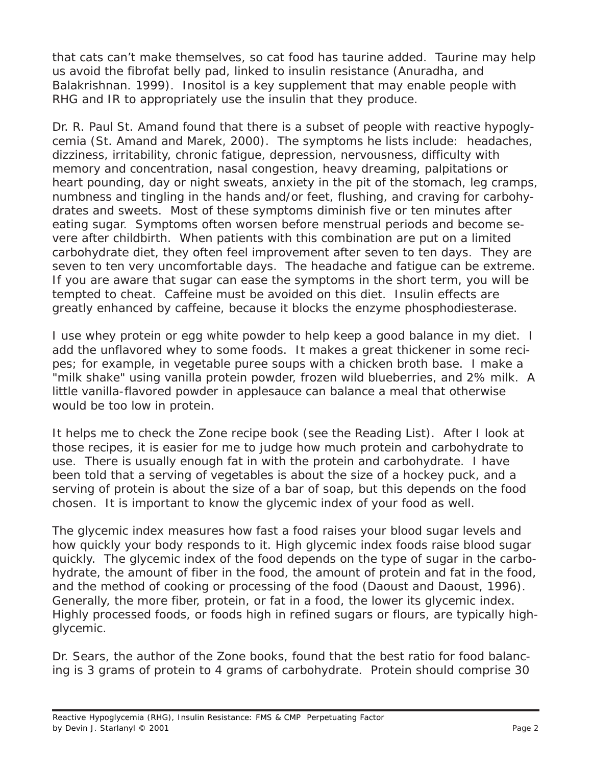that cats can't make themselves, so cat food has taurine added. Taurine may help us avoid the fibrofat belly pad, linked to insulin resistance (Anuradha, and Balakrishnan. 1999). Inositol is a key supplement that may enable people with RHG and IR to appropriately use the insulin that they produce.

Dr. R. Paul St. Amand found that there is a subset of people with reactive hypoglycemia (St. Amand and Marek, 2000). The symptoms he lists include: headaches, dizziness, irritability, chronic fatigue, depression, nervousness, difficulty with memory and concentration, nasal congestion, heavy dreaming, palpitations or heart pounding, day or night sweats, anxiety in the pit of the stomach, leg cramps, numbness and tingling in the hands and/or feet, flushing, and craving for carbohydrates and sweets. Most of these symptoms diminish five or ten minutes after eating sugar. Symptoms often worsen before menstrual periods and become severe after childbirth. When patients with this combination are put on a limited carbohydrate diet, they often feel improvement after seven to ten days. They are seven to ten very uncomfortable days. The headache and fatigue can be extreme. If you are aware that sugar can ease the symptoms in the short term, you will be tempted to cheat. Caffeine must be avoided on this diet. Insulin effects are greatly enhanced by caffeine, because it blocks the enzyme phosphodiesterase.

I use whey protein or egg white powder to help keep a good balance in my diet. I add the unflavored whey to some foods. It makes a great thickener in some recipes; for example, in vegetable puree soups with a chicken broth base. I make a "milk shake" using vanilla protein powder, frozen wild blueberries, and 2% milk. A little vanilla-flavored powder in applesauce can balance a meal that otherwise would be too low in protein.

It helps me to check the Zone recipe book (see the Reading List). After I look at those recipes, it is easier for me to judge how much protein and carbohydrate to use. There is usually enough fat in with the protein and carbohydrate. I have been told that a serving of vegetables is about the size of a hockey puck, and a serving of protein is about the size of a bar of soap, but this depends on the food chosen. It is important to know the glycemic index of your food as well.

The glycemic index measures how fast a food raises your blood sugar levels and how quickly your body responds to it. High glycemic index foods raise blood sugar quickly. The glycemic index of the food depends on the type of sugar in the carbohydrate, the amount of fiber in the food, the amount of protein and fat in the food, and the method of cooking or processing of the food (Daoust and Daoust, 1996). Generally, the more fiber, protein, or fat in a food, the lower its glycemic index. Highly processed foods, or foods high in refined sugars or flours, are typically high-glycemic.

Dr. Sears, the author of the Zone books, found that the best ratio for food balancing is 3 grams of protein to 4 grams of carbohydrate. Protein should comprise 30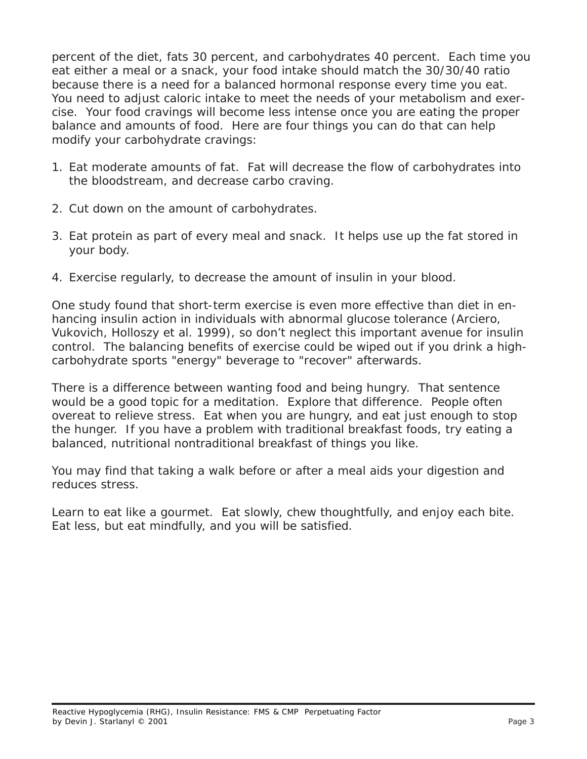percent of the diet, fats 30 percent, and carbohydrates 40 percent. Each time you eat either a meal or a snack, your food intake should match the 30/30/40 ratio because there is a need for a balanced hormonal response every time you eat. You need to adjust caloric intake to meet the needs of your metabolism and exercise. Your food cravings will become less intense once you are eating the proper balance and amounts of food. Here are four things you can do that can help modify your carbohydrate cravings:

1. Eat moderate amounts of fat. Fat will decrease the flow of carbohydrates into the bloodstream, and decrease carbo craving.

2. Cut down on the amount of carbohydrates.

3. Eat protein as part of every meal and snack. It helps use up the fat stored in your body.

4. Exercise regularly, to decrease the amount of insulin in your blood.

One study found that short-term exercise is even more effective than diet in enhancing insulin action in individuals with abnormal glucose tolerance (Arciero, Vukovich, Holloszy et al. 1999), so don't neglect this important avenue for insulin control. The balancing benefits of exercise could be wiped out if you drink a high-carbohydrate sports "energy" beverage to "recover" afterwards.

There is a difference between wanting food and being hungry. That sentence would be a good topic for a meditation. Explore that difference. People often overeat to relieve stress. Eat when you are hungry, and eat just enough to stop the hunger. If you have a problem with traditional breakfast foods, try eating a balanced, nutritional nontraditional breakfast of things you like.

You may find that taking a walk before or after a meal aids your digestion and reduces stress.

Learn to eat like a gourmet. Eat slowly, chew thoughtfully, and enjoy each bite. Eat less, but eat mindfully, and you will be satisfied.